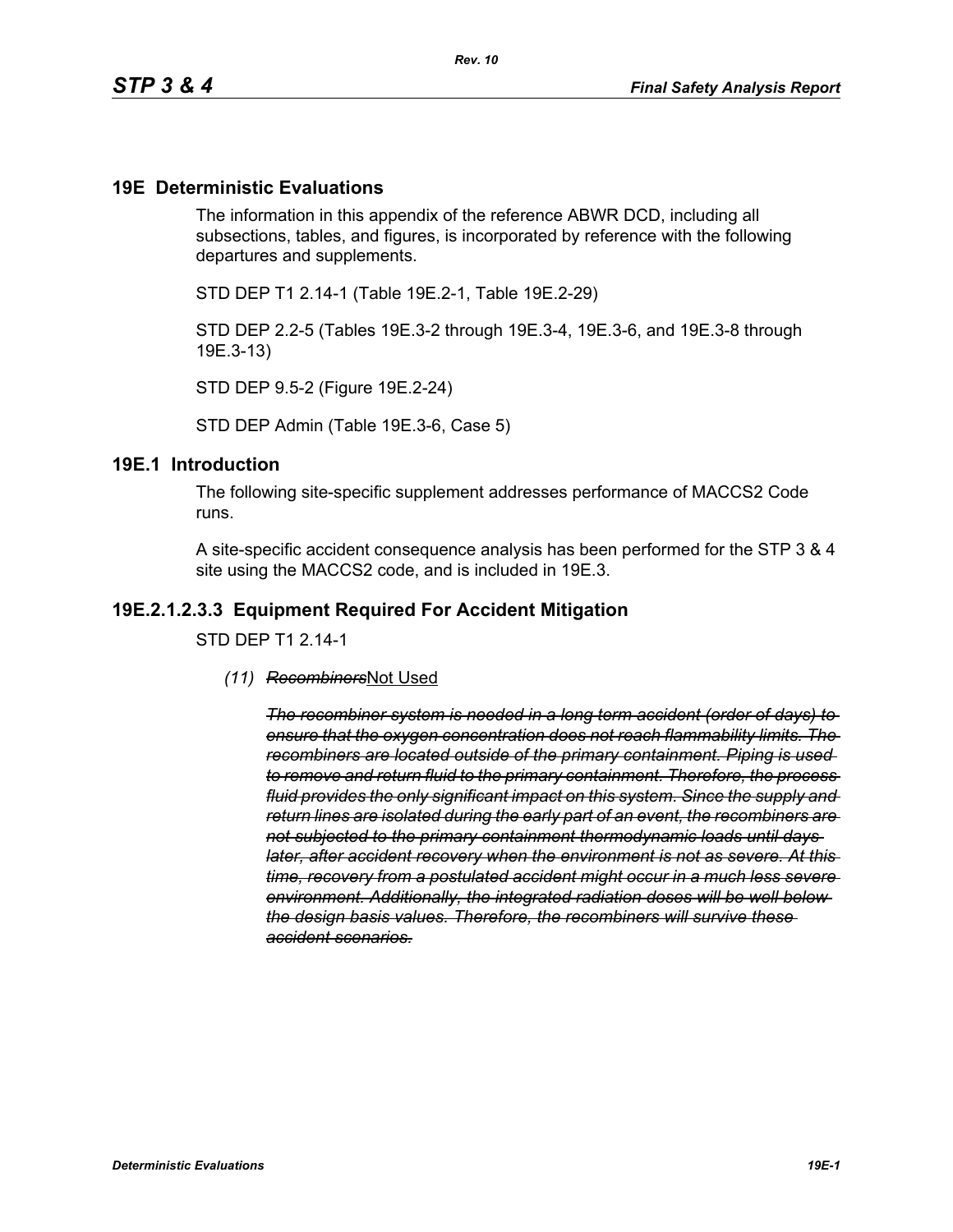## 19E Deterministic Evaluations

The information in this appendix of the reference ABWR DCD, including all subsections, tables, and figures, is incorporated by reference with the following departures and supplements.

STD DEP T1 2.14-1 (Table 19E.2-1, Table 19E.2-29)

STD DEP 2.2-5 (Tables 19E.3-2 through 19E.3-4, 19E.3-6, and 19E.3-8 through 19E.3-13)

STD DEP 9.5-2 (Figure 19E.2-24)

STD DEP Admin (Table 19E.3-6, Case 5)

## 19E.1 Introduction

The following site-specific supplement addresses performance of MACCS2 Code runs.

A site-specific accident consequence analysis has been performed for the STP 3 & 4 site using the MACCS2 code, and is included in 19E.3.

## 19E.2.1.2.3.3 Equipment Required For Accident Mitigation

STD DEP T1 2.14-1

*(11)* ~~*Recombiners*~~Not Used

~~*The recombiner system is needed in a long term accident (order of days) to ensure that the oxygen concentration does not reach flammability limits. The recombiners are located outside of the primary containment. Piping is used to remove and return fluid to the primary containment. Therefore, the process fluid provides the only significant impact on this system. Since the supply and return lines are isolated during the early part of an event, the recombiners are not subjected to the primary containment thermodynamic loads until days later, after accident recovery when the environment is not as severe. At this time, recovery from a postulated accident might occur in a much less severe environment. Additionally, the integrated radiation doses will be well below the design basis values. Therefore, the recombiners will survive these accident scenarios.*~~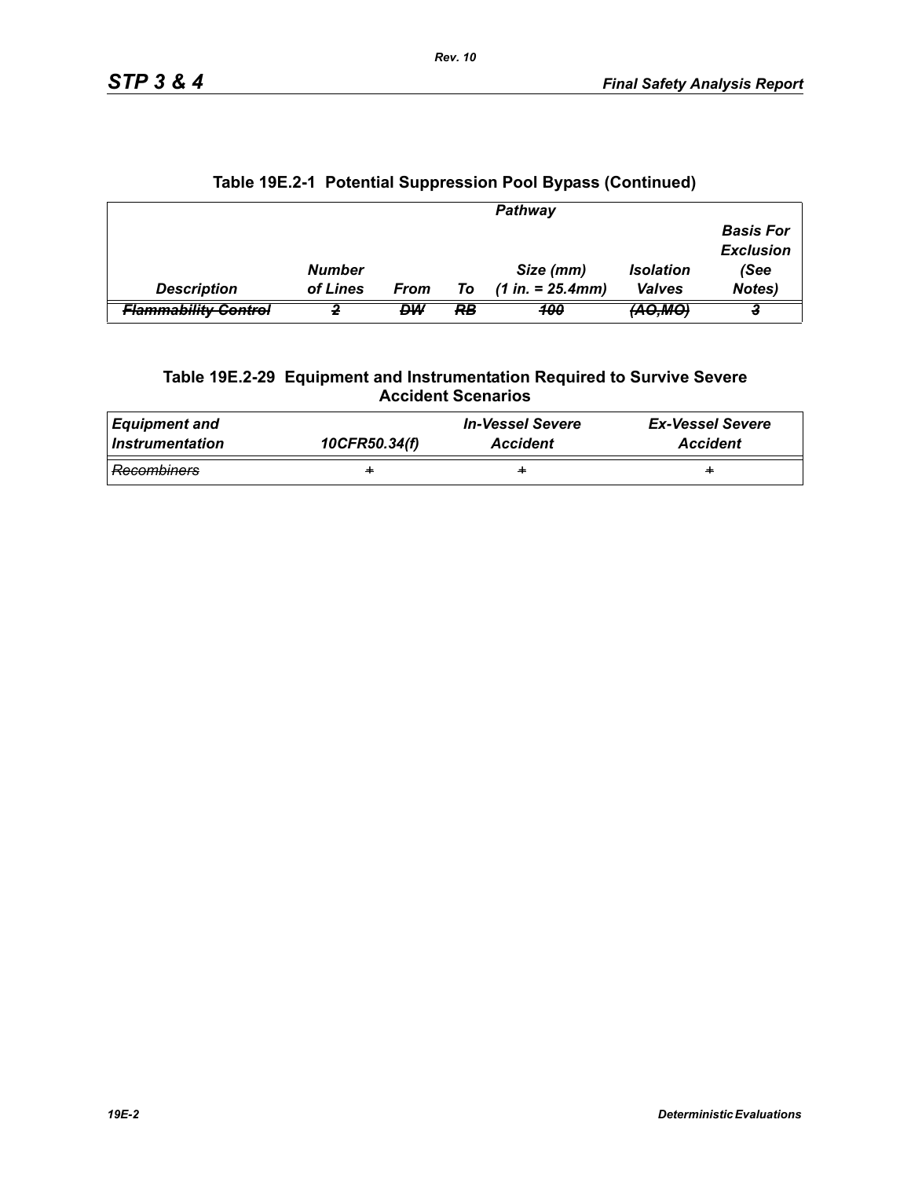## Table 19E.2-1 Potential Suppression Pool Bypass (Continued)

| | Pathway | | | | | |
|---|---|---|---|---|---|---|
| *Description* | *Number of Lines* | *From* | *To* | *Size (mm) (1 in. = 25.4mm)* | *Isolation Valves* | *Basis For Exclusion (See Notes)* |
| ~~*Flammability Control*~~ | ~~*2*~~ | ~~*DW*~~ | ~~*RB*~~ | ~~*100*~~ | ~~*(AO,MO)*~~ | ~~*3*~~ |

## Table 19E.2-29 Equipment and Instrumentation Required to Survive Severe Accident Scenarios

| *Equipment and Instrumentation* | *10CFR50.34(f)* | *In-Vessel Severe Accident* | *Ex-Vessel Severe Accident* |
|---|---|---|---|
| ~~*Recombiners*~~ | ~~+~~ | ~~+~~ | ~~+~~ |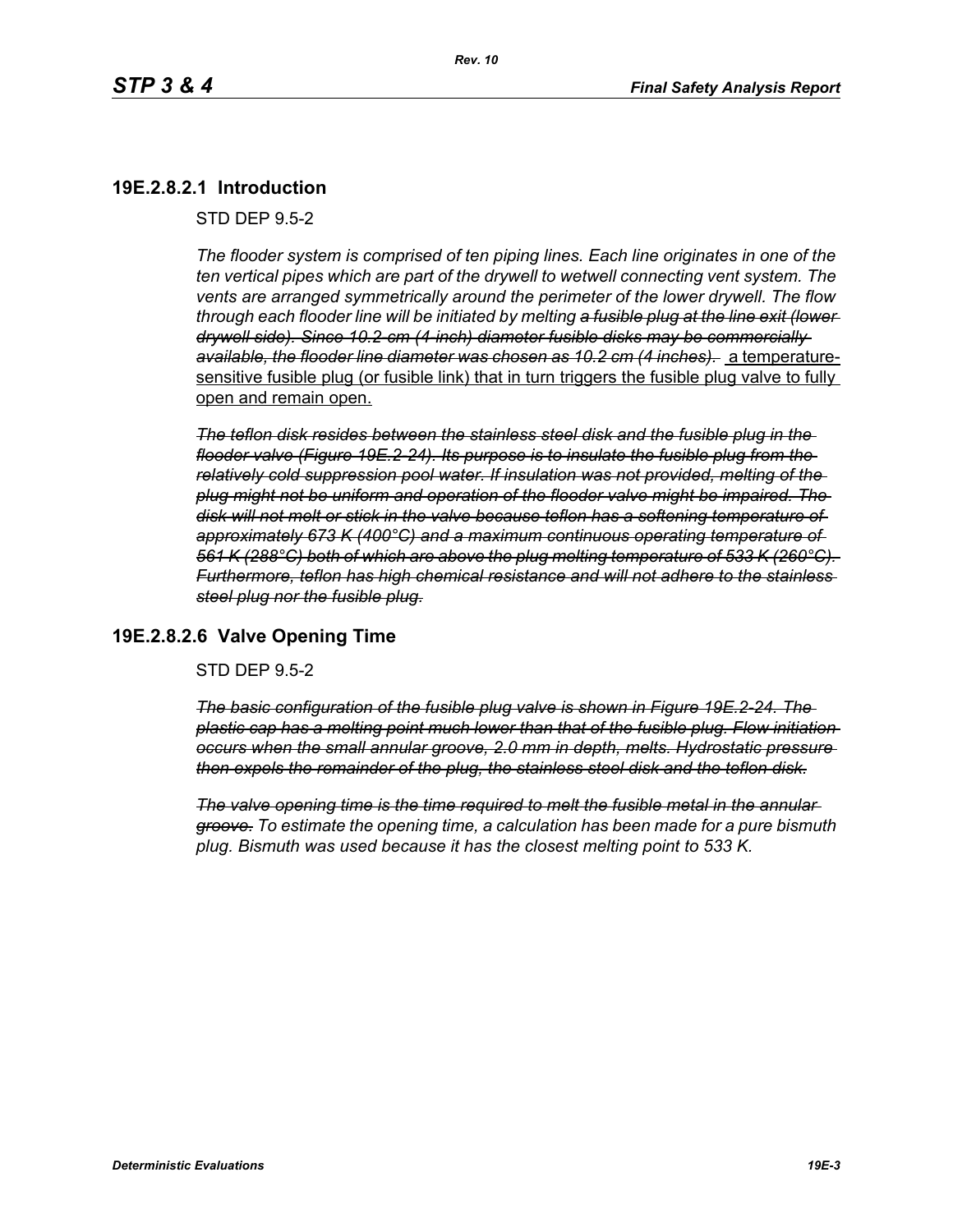## 19E.2.8.2.1 Introduction

STD DEP 9.5-2

*The flooder system is comprised of ten piping lines. Each line originates in one of the ten vertical pipes which are part of the drywell to wetwell connecting vent system. The vents are arranged symmetrically around the perimeter of the lower drywell. The flow through each flooder line will be initiated by melting ~~a fusible plug at the line exit (lower drywell side). Since 10.2-cm (4-inch) diameter fusible disks may be commercially available, the flooder line diameter was chosen as 10.2 cm (4 inches).~~* <u>a temperature-sensitive fusible plug (or fusible link) that in turn triggers the fusible plug valve to fully open and remain open.</u>

~~*The teflon disk resides between the stainless steel disk and the fusible plug in the flooder valve (Figure 19E.2-24). Its purpose is to insulate the fusible plug from the relatively cold suppression pool water. If insulation was not provided, melting of the plug might not be uniform and operation of the flooder valve might be impaired. The disk will not melt or stick in the valve because teflon has a softening temperature of approximately 673 K (400°C) and a maximum continuous operating temperature of 561 K (288°C) both of which are above the plug melting temperature of 533 K (260°C). Furthermore, teflon has high chemical resistance and will not adhere to the stainless steel plug nor the fusible plug.*~~

## 19E.2.8.2.6 Valve Opening Time

STD DEP 9.5-2

~~*The basic configuration of the fusible plug valve is shown in Figure 19E.2-24. The plastic cap has a melting point much lower than that of the fusible plug. Flow initiation occurs when the small annular groove, 2.0 mm in depth, melts. Hydrostatic pressure then expels the remainder of the plug, the stainless steel disk and the teflon disk.*~~

*~~The valve opening time is the time required to melt the fusible metal in the annular groove.~~ To estimate the opening time, a calculation has been made for a pure bismuth plug. Bismuth was used because it has the closest melting point to 533 K.*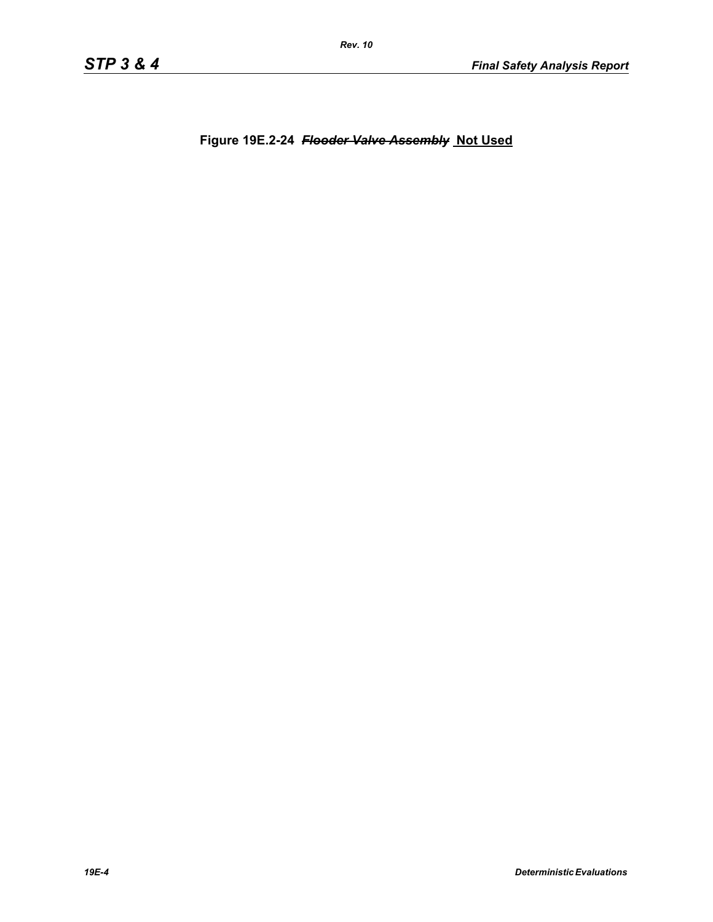**Figure 19E.2-24 ~~*Flooder Valve Assembly*~~ Not Used**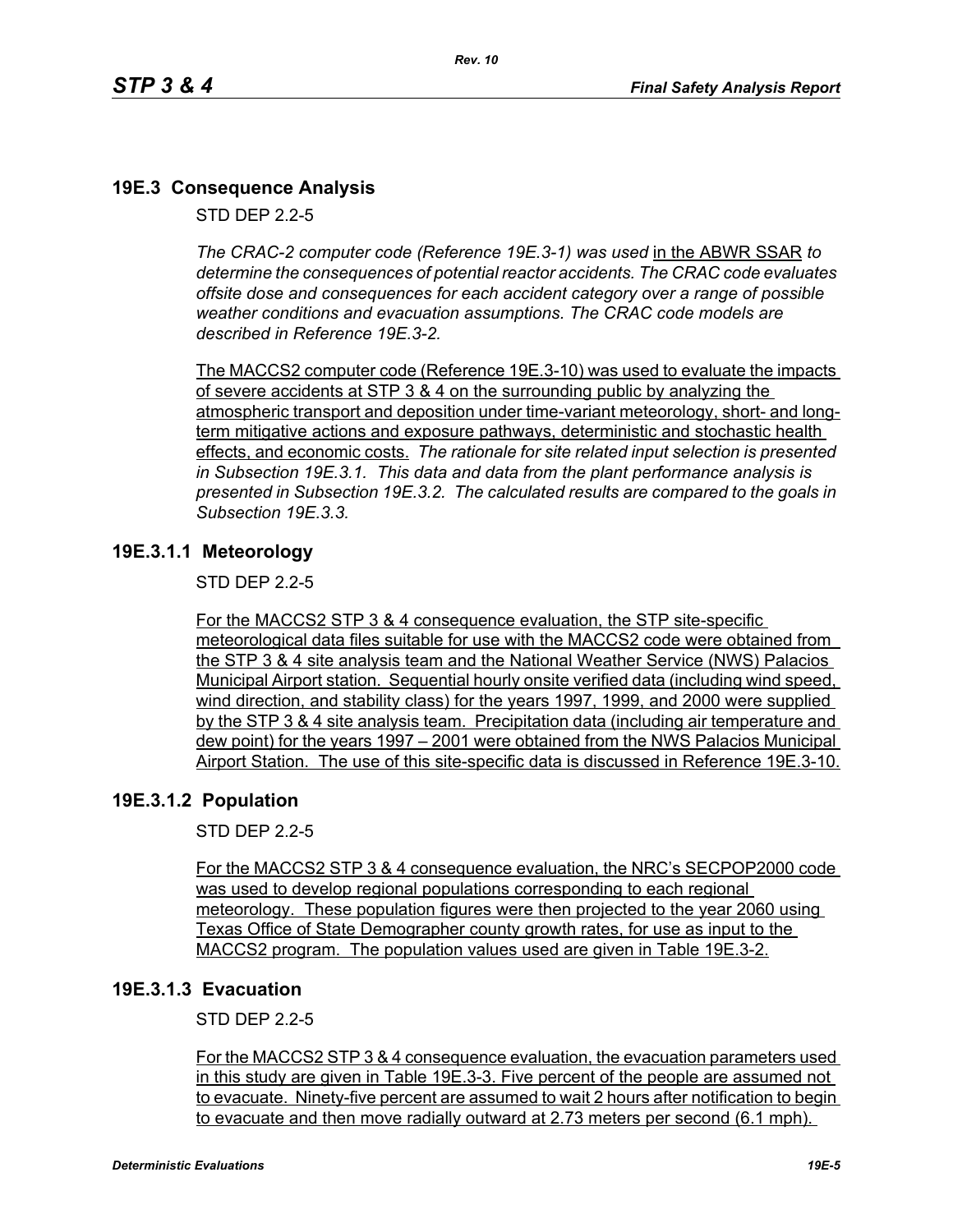## 19E.3 Consequence Analysis

STD DEP 2.2-5

*The CRAC-2 computer code (Reference 19E.3-1) was used* in the ABWR SSAR *to determine the consequences of potential reactor accidents. The CRAC code evaluates offsite dose and consequences for each accident category over a range of possible weather conditions and evacuation assumptions. The CRAC code models are described in Reference 19E.3-2.*

The MACCS2 computer code (Reference 19E.3-10) was used to evaluate the impacts of severe accidents at STP 3 & 4 on the surrounding public by analyzing the atmospheric transport and deposition under time-variant meteorology, short- and long-term mitigative actions and exposure pathways, deterministic and stochastic health effects, and economic costs. *The rationale for site related input selection is presented in Subsection 19E.3.1. This data and data from the plant performance analysis is presented in Subsection 19E.3.2. The calculated results are compared to the goals in Subsection 19E.3.3.*

### 19E.3.1.1 Meteorology

STD DEP 2.2-5

For the MACCS2 STP 3 & 4 consequence evaluation, the STP site-specific meteorological data files suitable for use with the MACCS2 code were obtained from the STP 3 & 4 site analysis team and the National Weather Service (NWS) Palacios Municipal Airport station. Sequential hourly onsite verified data (including wind speed, wind direction, and stability class) for the years 1997, 1999, and 2000 were supplied by the STP 3 & 4 site analysis team. Precipitation data (including air temperature and dew point) for the years 1997 – 2001 were obtained from the NWS Palacios Municipal Airport Station. The use of this site-specific data is discussed in Reference 19E.3-10.

### 19E.3.1.2 Population

STD DEP 2.2-5

For the MACCS2 STP 3 & 4 consequence evaluation, the NRC's SECPOP2000 code was used to develop regional populations corresponding to each regional meteorology. These population figures were then projected to the year 2060 using Texas Office of State Demographer county growth rates, for use as input to the MACCS2 program. The population values used are given in Table 19E.3-2.

### 19E.3.1.3 Evacuation

STD DEP 2.2-5

For the MACCS2 STP 3 & 4 consequence evaluation, the evacuation parameters used in this study are given in Table 19E.3-3. Five percent of the people are assumed not to evacuate. Ninety-five percent are assumed to wait 2 hours after notification to begin to evacuate and then move radially outward at 2.73 meters per second (6.1 mph).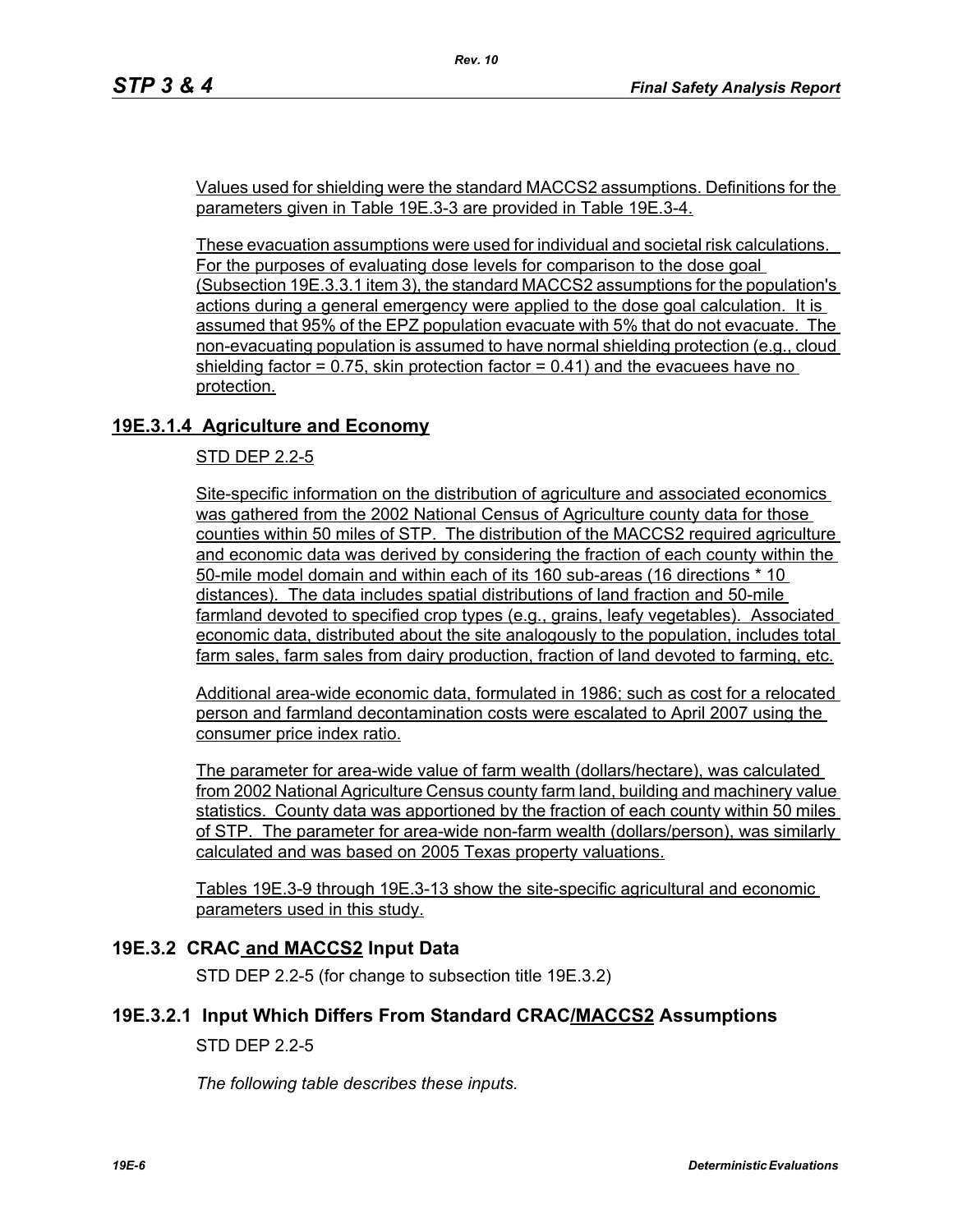Values used for shielding were the standard MACCS2 assumptions. Definitions for the parameters given in Table 19E.3-3 are provided in Table 19E.3-4.

These evacuation assumptions were used for individual and societal risk calculations. For the purposes of evaluating dose levels for comparison to the dose goal (Subsection 19E.3.3.1 item 3), the standard MACCS2 assumptions for the population's actions during a general emergency were applied to the dose goal calculation. It is assumed that 95% of the EPZ population evacuate with 5% that do not evacuate. The non-evacuating population is assumed to have normal shielding protection (e.g., cloud shielding factor = 0.75, skin protection factor = 0.41) and the evacuees have no protection.

## 19E.3.1.4 Agriculture and Economy

STD DEP 2.2-5

Site-specific information on the distribution of agriculture and associated economics was gathered from the 2002 National Census of Agriculture county data for those counties within 50 miles of STP. The distribution of the MACCS2 required agriculture and economic data was derived by considering the fraction of each county within the 50-mile model domain and within each of its 160 sub-areas (16 directions * 10 distances). The data includes spatial distributions of land fraction and 50-mile farmland devoted to specified crop types (e.g., grains, leafy vegetables). Associated economic data, distributed about the site analogously to the population, includes total farm sales, farm sales from dairy production, fraction of land devoted to farming, etc.

Additional area-wide economic data, formulated in 1986; such as cost for a relocated person and farmland decontamination costs were escalated to April 2007 using the consumer price index ratio.

The parameter for area-wide value of farm wealth (dollars/hectare), was calculated from 2002 National Agriculture Census county farm land, building and machinery value statistics. County data was apportioned by the fraction of each county within 50 miles of STP. The parameter for area-wide non-farm wealth (dollars/person), was similarly calculated and was based on 2005 Texas property valuations.

Tables 19E.3-9 through 19E.3-13 show the site-specific agricultural and economic parameters used in this study.

## 19E.3.2 CRAC and MACCS2 Input Data

STD DEP 2.2-5 (for change to subsection title 19E.3.2)

## 19E.3.2.1 Input Which Differs From Standard CRAC/MACCS2 Assumptions

STD DEP 2.2-5

*The following table describes these inputs.*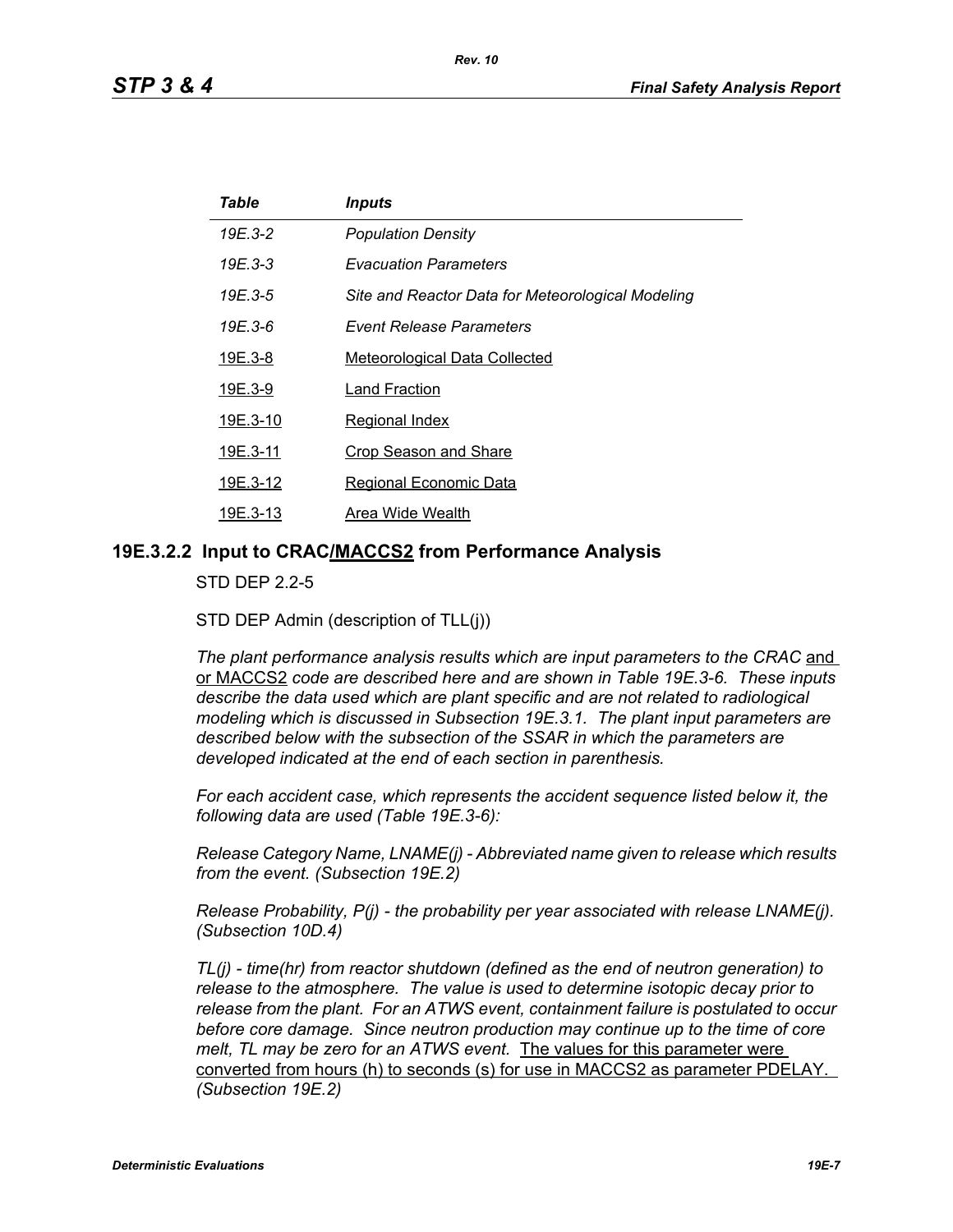| *Table* | *Inputs* |
|---|---|
| *19E.3-2* | *Population Density* |
| *19E.3-3* | *Evacuation Parameters* |
| *19E.3-5* | *Site and Reactor Data for Meteorological Modeling* |
| *19E.3-6* | *Event Release Parameters* |
| 19E.3-8 | Meteorological Data Collected |
| 19E.3-9 | Land Fraction |
| 19E.3-10 | Regional Index |
| 19E.3-11 | Crop Season and Share |
| 19E.3-12 | Regional Economic Data |
| 19E.3-13 | Area Wide Wealth |

### 19E.3.2.2 Input to CRAC/MACCS2 from Performance Analysis

STD DEP 2.2-5

STD DEP Admin (description of TLL(j))

*The plant performance analysis results which are input parameters to the CRAC* and or MACCS2 *code are described here and are shown in Table 19E.3-6. These inputs describe the data used which are plant specific and are not related to radiological modeling which is discussed in Subsection 19E.3.1. The plant input parameters are described below with the subsection of the SSAR in which the parameters are developed indicated at the end of each section in parenthesis.*

*For each accident case, which represents the accident sequence listed below it, the following data are used (Table 19E.3-6):*

*Release Category Name, LNAME(j) - Abbreviated name given to release which results from the event. (Subsection 19E.2)*

*Release Probability, P(j) - the probability per year associated with release LNAME(j). (Subsection 10D.4)*

*TL(j) - time(hr) from reactor shutdown (defined as the end of neutron generation) to release to the atmosphere. The value is used to determine isotopic decay prior to release from the plant. For an ATWS event, containment failure is postulated to occur before core damage. Since neutron production may continue up to the time of core melt, TL may be zero for an ATWS event.* The values for this parameter were converted from hours (h) to seconds (s) for use in MACCS2 as parameter PDELAY. *(Subsection 19E.2)*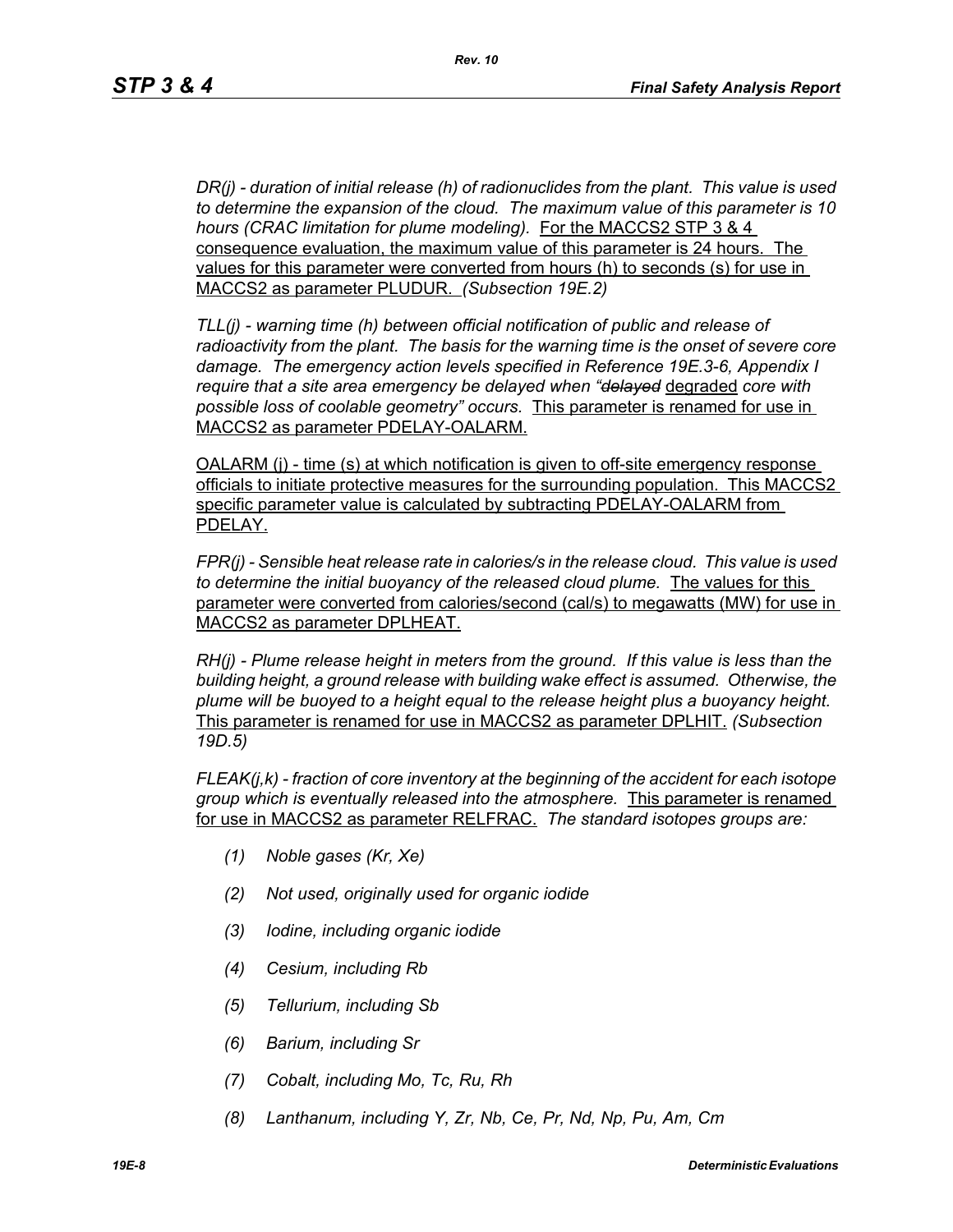*DR(j) - duration of initial release (h) of radionuclides from the plant. This value is used to determine the expansion of the cloud. The maximum value of this parameter is 10 hours (CRAC limitation for plume modeling).* For the MACCS2 STP 3 & 4 consequence evaluation, the maximum value of this parameter is 24 hours. The values for this parameter were converted from hours (h) to seconds (s) for use in MACCS2 as parameter PLUDUR. *(Subsection 19E.2)*

*TLL(j) - warning time (h) between official notification of public and release of radioactivity from the plant. The basis for the warning time is the onset of severe core damage. The emergency action levels specified in Reference 19E.3-6, Appendix I require that a site area emergency be delayed when "~~delayed~~* degraded *core with possible loss of coolable geometry" occurs.* This parameter is renamed for use in MACCS2 as parameter PDELAY-OALARM.

OALARM (j) - time (s) at which notification is given to off-site emergency response officials to initiate protective measures for the surrounding population. This MACCS2 specific parameter value is calculated by subtracting PDELAY-OALARM from PDELAY.

*FPR(j) - Sensible heat release rate in calories/s in the release cloud. This value is used to determine the initial buoyancy of the released cloud plume.* The values for this parameter were converted from calories/second (cal/s) to megawatts (MW) for use in MACCS2 as parameter DPLHEAT.

*RH(j) - Plume release height in meters from the ground. If this value is less than the building height, a ground release with building wake effect is assumed. Otherwise, the plume will be buoyed to a height equal to the release height plus a buoyancy height.* This parameter is renamed for use in MACCS2 as parameter DPLHIT. *(Subsection 19D.5)*

*FLEAK(j,k) - fraction of core inventory at the beginning of the accident for each isotope group which is eventually released into the atmosphere.* This parameter is renamed for use in MACCS2 as parameter RELFRAC. *The standard isotopes groups are:*

- *(1) Noble gases (Kr, Xe)*
- *(2) Not used, originally used for organic iodide*
- *(3) Iodine, including organic iodide*
- *(4) Cesium, including Rb*
- *(5) Tellurium, including Sb*
- *(6) Barium, including Sr*
- *(7) Cobalt, including Mo, Tc, Ru, Rh*
- *(8) Lanthanum, including Y, Zr, Nb, Ce, Pr, Nd, Np, Pu, Am, Cm*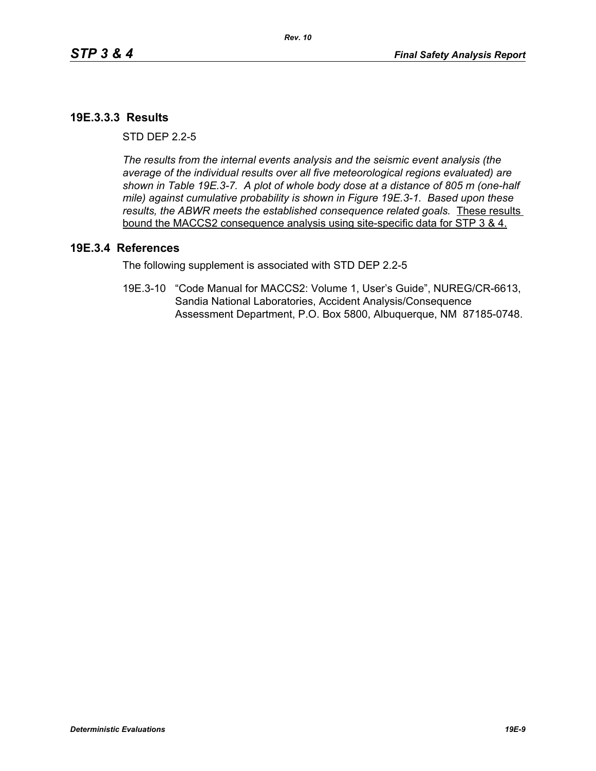### 19E.3.3.3 Results

STD DEP 2.2-5

*The results from the internal events analysis and the seismic event analysis (the average of the individual results over all five meteorological regions evaluated) are shown in Table 19E.3-7. A plot of whole body dose at a distance of 805 m (one-half mile) against cumulative probability is shown in Figure 19E.3-1. Based upon these results, the ABWR meets the established consequence related goals.* <u>These results bound the MACCS2 consequence analysis using site-specific data for STP 3 & 4.</u>

## 19E.3.4 References

The following supplement is associated with STD DEP 2.2-5

19E.3-10 "Code Manual for MACCS2: Volume 1, User's Guide", NUREG/CR-6613, Sandia National Laboratories, Accident Analysis/Consequence Assessment Department, P.O. Box 5800, Albuquerque, NM 87185-0748.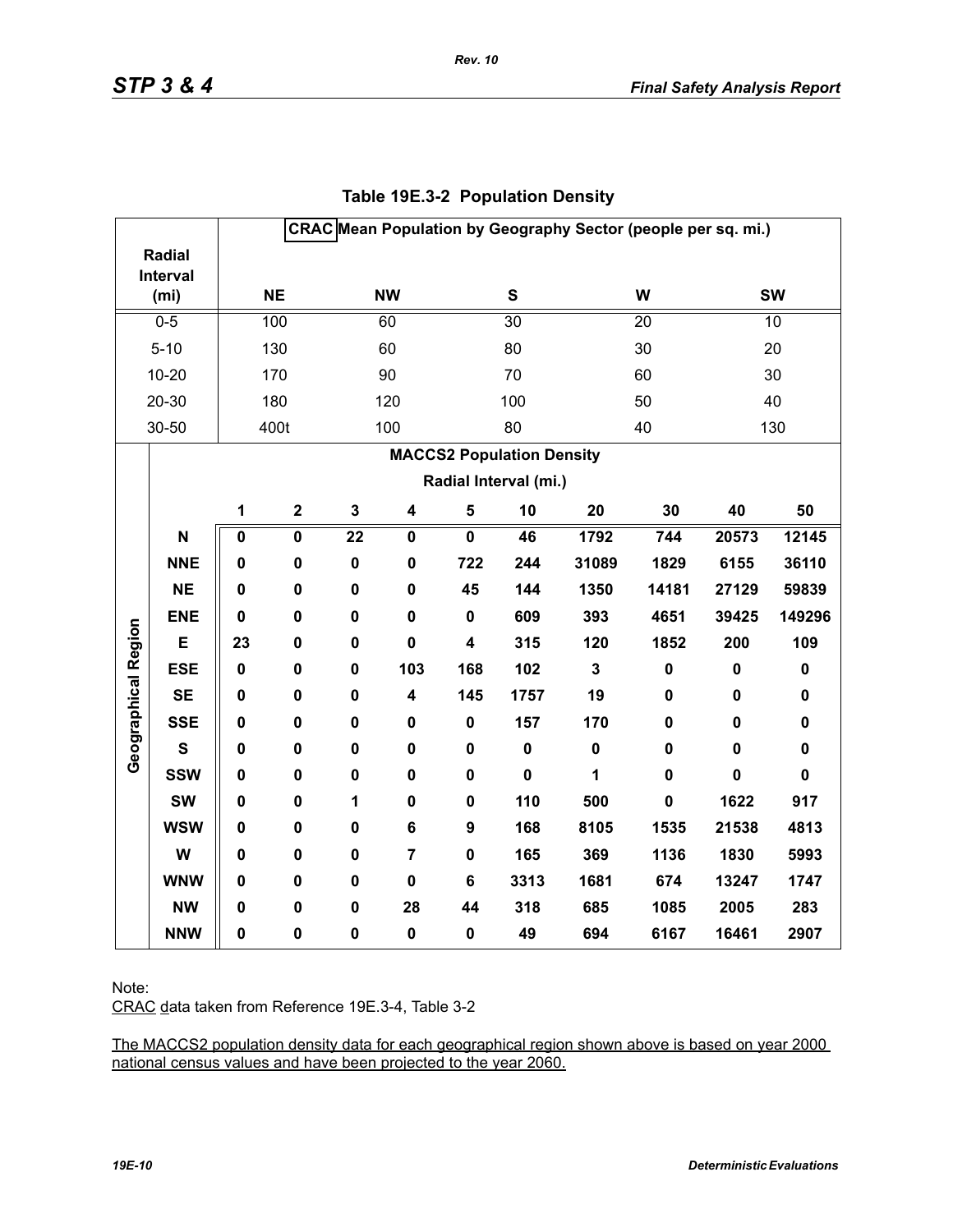## Table 19E.3-2 Population Density

| Radial Interval (mi) | CRAC Mean Population by Geography Sector (people per sq. mi.) | | | | |
|---|---|---|---|---|---|
| | NE | NW | S | W | SW |
| 0-5 | 100 | 60 | 30 | 20 | 10 |
| 5-10 | 130 | 60 | 80 | 30 | 20 |
| 10-20 | 170 | 90 | 70 | 60 | 30 |
| 20-30 | 180 | 120 | 100 | 50 | 40 |
| 30-50 | 400t | 100 | 80 | 40 | 130 |

| Geographical Region | MACCS2 Population Density — Radial Interval (mi.) | | | | | | | | | |
|---|---|---|---|---|---|---|---|---|---|---|
| | 1 | 2 | 3 | 4 | 5 | 10 | 20 | 30 | 40 | 50 |
| **N** | **0** | **0** | **22** | **0** | **0** | **46** | **1792** | **744** | **20573** | **12145** |
| **NNE** | **0** | **0** | **0** | **0** | **722** | **244** | **31089** | **1829** | **6155** | **36110** |
| **NE** | **0** | **0** | **0** | **0** | **45** | **144** | **1350** | **14181** | **27129** | **59839** |
| **ENE** | **0** | **0** | **0** | **0** | **0** | **609** | **393** | **4651** | **39425** | **149296** |
| **E** | **23** | **0** | **0** | **0** | **4** | **315** | **120** | **1852** | **200** | **109** |
| **ESE** | **0** | **0** | **0** | **103** | **168** | **102** | **3** | **0** | **0** | **0** |
| **SE** | **0** | **0** | **0** | **4** | **145** | **1757** | **19** | **0** | **0** | **0** |
| **SSE** | **0** | **0** | **0** | **0** | **0** | **157** | **170** | **0** | **0** | **0** |
| **S** | **0** | **0** | **0** | **0** | **0** | **0** | **0** | **0** | **0** | **0** |
| **SSW** | **0** | **0** | **0** | **0** | **0** | **0** | **1** | **0** | **0** | **0** |
| **SW** | **0** | **0** | **1** | **0** | **0** | **110** | **500** | **0** | **1622** | **917** |
| **WSW** | **0** | **0** | **0** | **6** | **9** | **168** | **8105** | **1535** | **21538** | **4813** |
| **W** | **0** | **0** | **0** | **7** | **0** | **165** | **369** | **1136** | **1830** | **5993** |
| **WNW** | **0** | **0** | **0** | **0** | **6** | **3313** | **1681** | **674** | **13247** | **1747** |
| **NW** | **0** | **0** | **0** | **28** | **44** | **318** | **685** | **1085** | **2005** | **283** |
| **NNW** | **0** | **0** | **0** | **0** | **0** | **49** | **694** | **6167** | **16461** | **2907** |

Note:

CRAC data taken from Reference 19E.3-4, Table 3-2

The MACCS2 population density data for each geographical region shown above is based on year 2000 national census values and have been projected to the year 2060.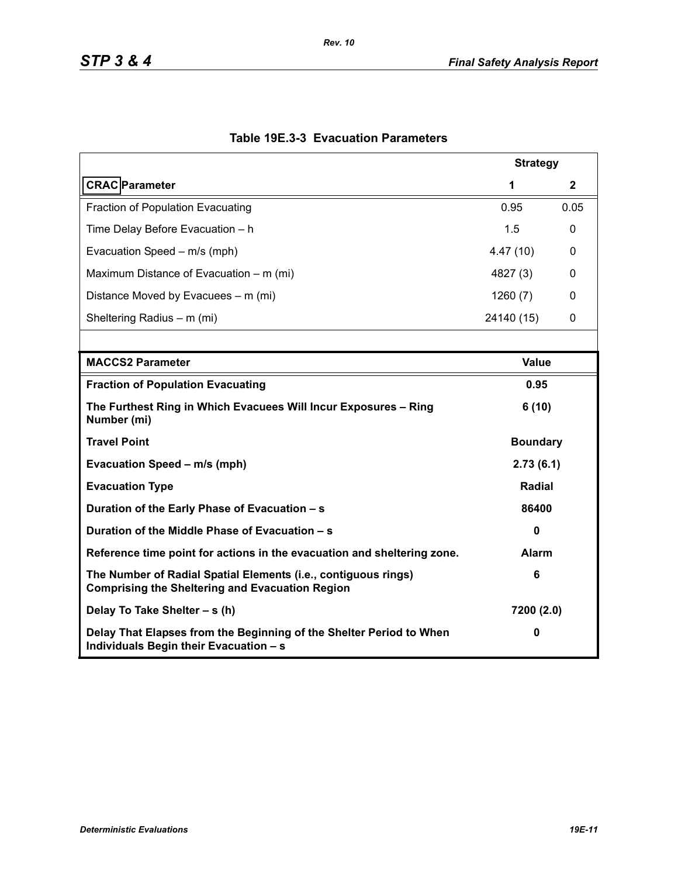**Table 19E.3-3 Evaluation Parameters**

| CRAC Parameter | Strategy 1 | Strategy 2 |
|---|---|---|
| Fraction of Population Evacuating | 0.95 | 0.05 |
| Time Delay Before Evacuation – h | 1.5 | 0 |
| Evacuation Speed – m/s (mph) | 4.47 (10) | 0 |
| Maximum Distance of Evacuation – m (mi) | 4827 (3) | 0 |
| Distance Moved by Evacuees – m (mi) | 1260 (7) | 0 |
| Sheltering Radius – m (mi) | 24140 (15) | 0 |

| **MACCS2 Parameter** | **Value** |
|---|---|
| **Fraction of Population Evacuating** | **0.95** |
| **The Furthest Ring in Which Evacuees Will Incur Exposures – Ring Number (mi)** | **6 (10)** |
| **Travel Point** | **Boundary** |
| **Evacuation Speed – m/s (mph)** | **2.73 (6.1)** |
| **Evacuation Type** | **Radial** |
| **Duration of the Early Phase of Evacuation – s** | **86400** |
| **Duration of the Middle Phase of Evacuation – s** | **0** |
| **Reference time point for actions in the evacuation and sheltering zone.** | **Alarm** |
| **The Number of Radial Spatial Elements (i.e., contiguous rings) Comprising the Sheltering and Evacuation Region** | **6** |
| **Delay To Take Shelter – s (h)** | **7200 (2.0)** |
| **Delay That Elapses from the Beginning of the Shelter Period to When Individuals Begin their Evacuation – s** | **0** |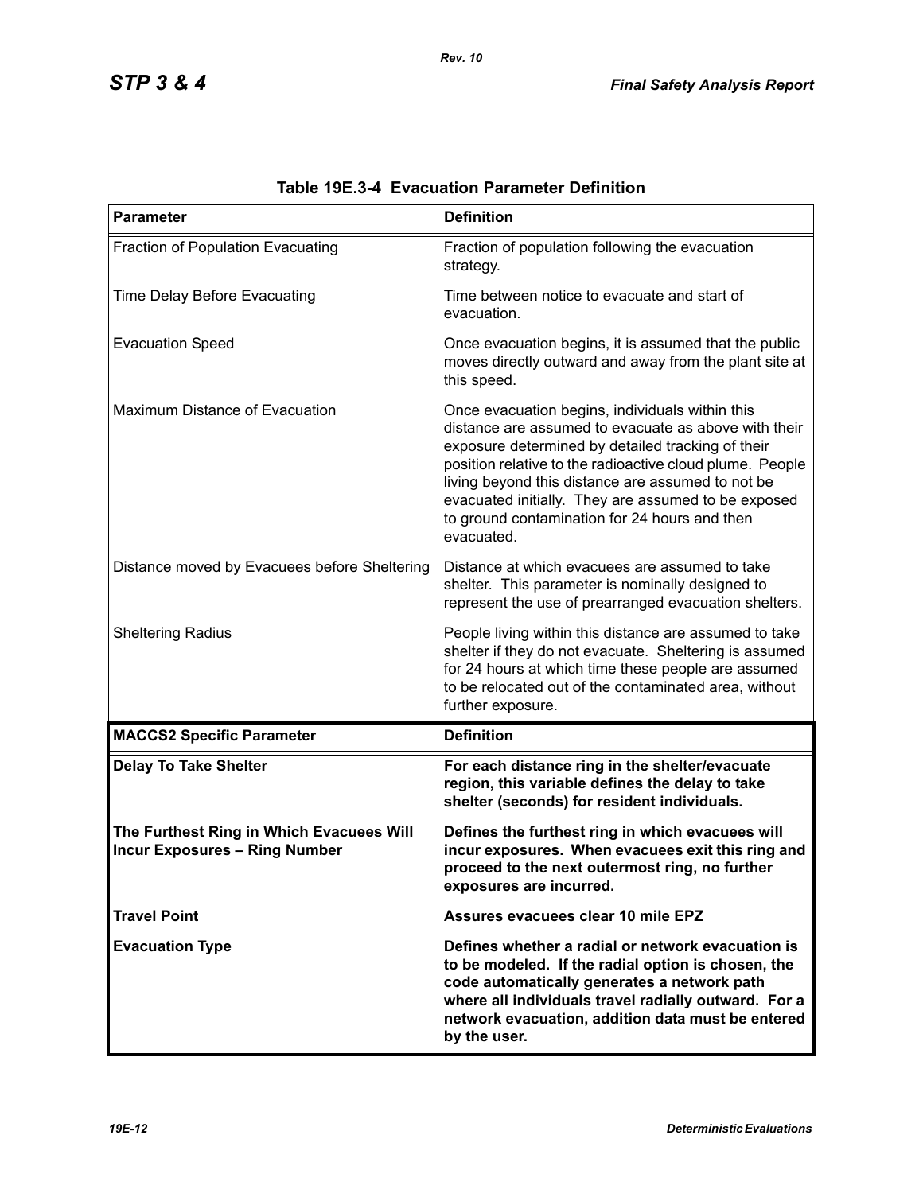**Table 19E.3-4 Evacuation Parameter Definition**

| Parameter | Definition |
|---|---|
| Fraction of Population Evacuating | Fraction of population following the evacuation strategy. |
| Time Delay Before Evacuating | Time between notice to evacuate and start of evacuation. |
| Evacuation Speed | Once evacuation begins, it is assumed that the public moves directly outward and away from the plant site at this speed. |
| Maximum Distance of Evacuation | Once evacuation begins, individuals within this distance are assumed to evacuate as above with their exposure determined by detailed tracking of their position relative to the radioactive cloud plume. People living beyond this distance are assumed to not be evacuated initially. They are assumed to be exposed to ground contamination for 24 hours and then evacuated. |
| Distance moved by Evacuees before Sheltering | Distance at which evacuees are assumed to take shelter. This parameter is nominally designed to represent the use of prearranged evacuation shelters. |
| Sheltering Radius | People living within this distance are assumed to take shelter if they do not evacuate. Sheltering is assumed for 24 hours at which time these people are assumed to be relocated out of the contaminated area, without further exposure. |
| **MACCS2 Specific Parameter** | **Definition** |
| **Delay To Take Shelter** | **For each distance ring in the shelter/evacuate region, this variable defines the delay to take shelter (seconds) for resident individuals.** |
| **The Furthest Ring in Which Evacuees Will Incur Exposures – Ring Number** | **Defines the furthest ring in which evacuees will incur exposures. When evacuees exit this ring and proceed to the next outermost ring, no further exposures are incurred.** |
| **Travel Point** | **Assures evacuees clear 10 mile EPZ** |
| **Evacuation Type** | **Defines whether a radial or network evacuation is to be modeled. If the radial option is chosen, the code automatically generates a network path where all individuals travel radially outward. For a network evacuation, addition data must be entered by the user.** |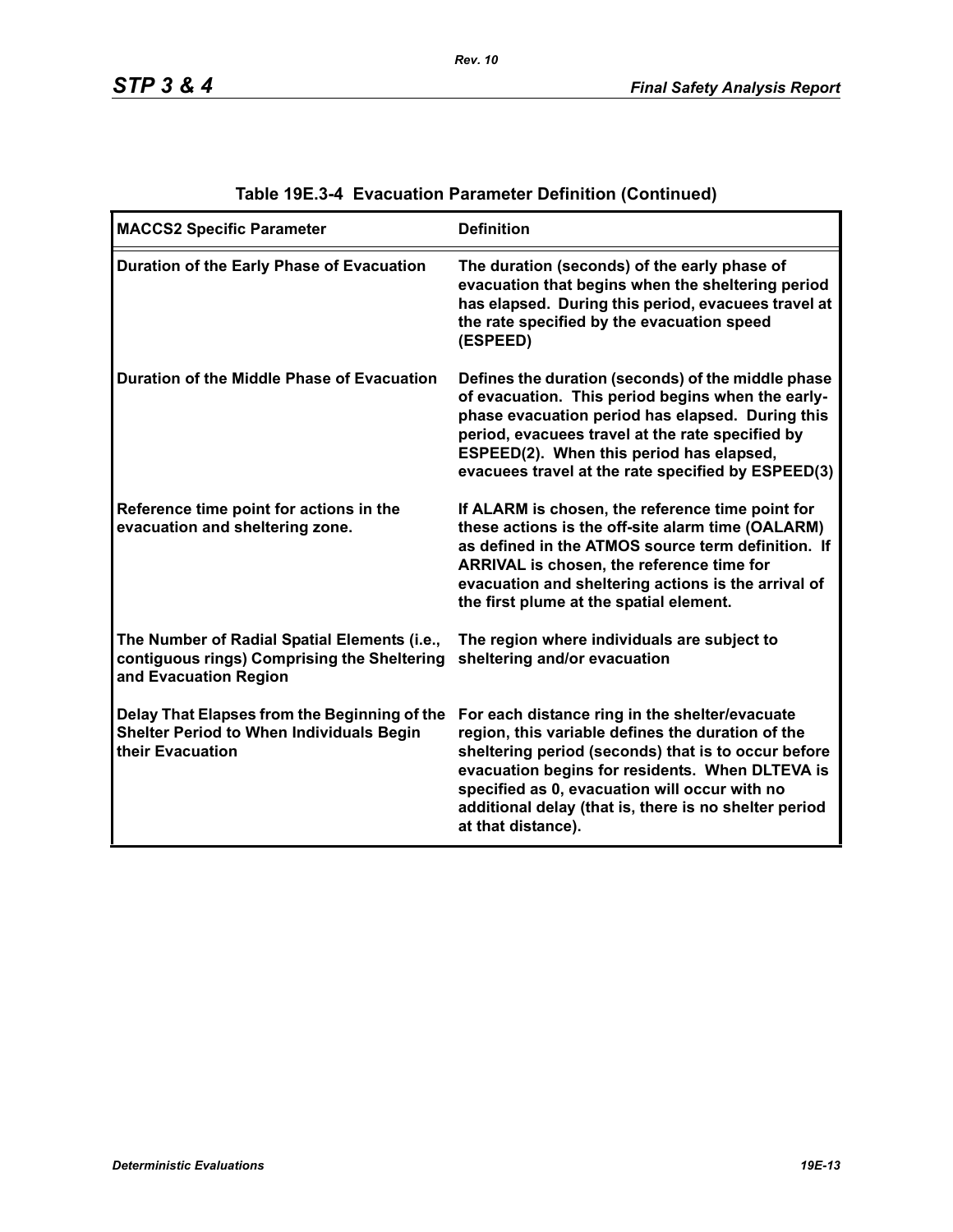**Table 19E.3-4 Evacuation Parameter Definition (Continued)**

| MACCS2 Specific Parameter | Definition |
|---|---|
| Duration of the Early Phase of Evacuation | The duration (seconds) of the early phase of evacuation that begins when the sheltering period has elapsed. During this period, evacuees travel at the rate specified by the evacuation speed (ESPEED) |
| Duration of the Middle Phase of Evacuation | Defines the duration (seconds) of the middle phase of evacuation. This period begins when the early-phase evacuation period has elapsed. During this period, evacuees travel at the rate specified by ESPEED(2). When this period has elapsed, evacuees travel at the rate specified by ESPEED(3) |
| Reference time point for actions in the evacuation and sheltering zone. | If ALARM is chosen, the reference time point for these actions is the off-site alarm time (OALARM) as defined in the ATMOS source term definition. If ARRIVAL is chosen, the reference time for evacuation and sheltering actions is the arrival of the first plume at the spatial element. |
| The Number of Radial Spatial Elements (i.e., contiguous rings) Comprising the Sheltering and Evacuation Region | The region where individuals are subject to sheltering and/or evacuation |
| Delay That Elapses from the Beginning of the Shelter Period to When Individuals Begin their Evacuation | For each distance ring in the shelter/evacuate region, this variable defines the duration of the sheltering period (seconds) that is to occur before evacuation begins for residents. When DLTEVA is specified as 0, evacuation will occur with no additional delay (that is, there is no shelter period at that distance). |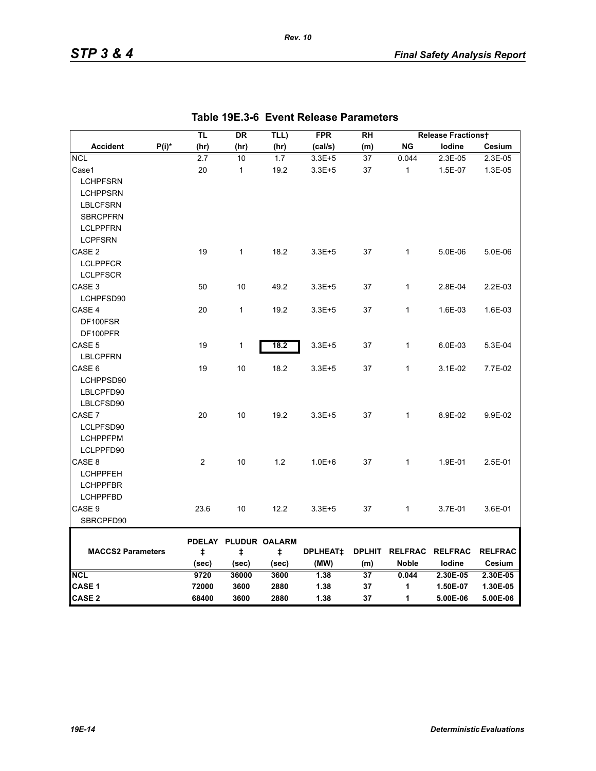## Table 19E.3-6 Event Release Parameters

| Accident | P(i)* | TL (hr) | DR (hr) | TLL) (hr) | FPR (cal/s) | RH (m) | Release Fractions† NG | Iodine | Cesium |
|---|---|---|---|---|---|---|---|---|---|
| NCL | | 2.7 | 10 | 1.7 | 3.3E+5 | 37 | 0.044 | 2.3E-05 | 2.3E-05 |
| Case1 | | 20 | 1 | 19.2 | 3.3E+5 | 37 | 1 | 1.5E-07 | 1.3E-05 |
| LCHPFSRN | | | | | | | | | |
| LCHPPSRN | | | | | | | | | |
| LBLCFSRN | | | | | | | | | |
| SBRCPFRN | | | | | | | | | |
| LCLPPFRN | | | | | | | | | |
| LCPFSRN | | | | | | | | | |
| CASE 2 | | 19 | 1 | 18.2 | 3.3E+5 | 37 | 1 | 5.0E-06 | 5.0E-06 |
| LCLPPFCR | | | | | | | | | |
| LCLPFSCR | | | | | | | | | |
| CASE 3 | | 50 | 10 | 49.2 | 3.3E+5 | 37 | 1 | 2.8E-04 | 2.2E-03 |
| LCHPFSD90 | | | | | | | | | |
| CASE 4 | | 20 | 1 | 19.2 | 3.3E+5 | 37 | 1 | 1.6E-03 | 1.6E-03 |
| DF100FSR | | | | | | | | | |
| DF100PFR | | | | | | | | | |
| CASE 5 | | 19 | 1 | 18.2 | 3.3E+5 | 37 | 1 | 6.0E-03 | 5.3E-04 |
| LBLCPFRN | | | | | | | | | |
| CASE 6 | | 19 | 10 | 18.2 | 3.3E+5 | 37 | 1 | 3.1E-02 | 7.7E-02 |
| LCHPPSD90 | | | | | | | | | |
| LBLCPFD90 | | | | | | | | | |
| LBLCFSD90 | | | | | | | | | |
| CASE 7 | | 20 | 10 | 19.2 | 3.3E+5 | 37 | 1 | 8.9E-02 | 9.9E-02 |
| LCLPFSD90 | | | | | | | | | |
| LCHPPFPM | | | | | | | | | |
| LCLPPFD90 | | | | | | | | | |
| CASE 8 | | 2 | 10 | 1.2 | 1.0E+6 | 37 | 1 | 1.9E-01 | 2.5E-01 |
| LCHPPFEH | | | | | | | | | |
| LCHPPFBR | | | | | | | | | |
| LCHPPFBD | | | | | | | | | |
| CASE 9 | | 23.6 | 10 | 12.2 | 3.3E+5 | 37 | 1 | 3.7E-01 | 3.6E-01 |
| SBRCPFD90 | | | | | | | | | |

| **MACCS2 Parameters** | **PDELAY ‡ (sec)** | **PLUDUR ‡ (sec)** | **OALARM ‡ (sec)** | **DPLHEAT‡ (MW)** | **DPLHIT (m)** | **RELFRAC Noble** | **RELFRAC Iodine** | **RELFRAC Cesium** |
|---|---|---|---|---|---|---|---|---|
| **NCL** | **9720** | **36000** | **3600** | **1.38** | **37** | **0.044** | **2.30E-05** | **2.30E-05** |
| **CASE 1** | **72000** | **3600** | **2880** | **1.38** | **37** | **1** | **1.50E-07** | **1.30E-05** |
| **CASE 2** | **68400** | **3600** | **2880** | **1.38** | **37** | **1** | **5.00E-06** | **5.00E-06** |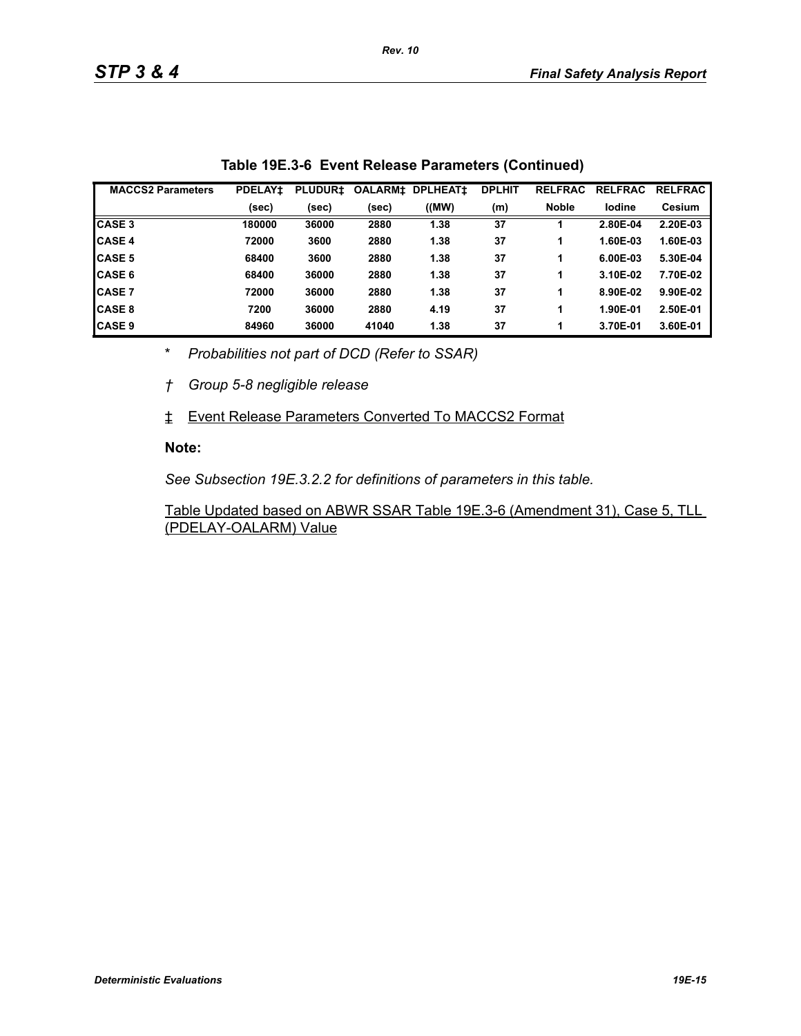**Table 19E.3-6 Event Release Parameters (Continued)**

| MACCS2 Parameters | PDELAY‡ | PLUDUR‡ | OALARM‡ | DPLHEAT‡ | DPLHIT | RELFRAC | RELFRAC | RELFRAC |
|---|---|---|---|---|---|---|---|---|
| | (sec) | (sec) | (sec) | ((MW) | (m) | Noble | Iodine | Cesium |
| CASE 3 | 180000 | 36000 | 2880 | 1.38 | 37 | 1 | 2.80E-04 | 2.20E-03 |
| CASE 4 | 72000 | 3600 | 2880 | 1.38 | 37 | 1 | 1.60E-03 | 1.60E-03 |
| CASE 5 | 68400 | 3600 | 2880 | 1.38 | 37 | 1 | 6.00E-03 | 5.30E-04 |
| CASE 6 | 68400 | 36000 | 2880 | 1.38 | 37 | 1 | 3.10E-02 | 7.70E-02 |
| CASE 7 | 72000 | 36000 | 2880 | 1.38 | 37 | 1 | 8.90E-02 | 9.90E-02 |
| CASE 8 | 7200 | 36000 | 2880 | 4.19 | 37 | 1 | 1.90E-01 | 2.50E-01 |
| CASE 9 | 84960 | 36000 | 41040 | 1.38 | 37 | 1 | 3.70E-01 | 3.60E-01 |

\* *Probabilities not part of DCD (Refer to SSAR)*

† *Group 5-8 negligible release*

‡ Event Release Parameters Converted To MACCS2 Format

**Note:**

*See Subsection 19E.3.2.2 for definitions of parameters in this table.*

Table Updated based on ABWR SSAR Table 19E.3-6 (Amendment 31), Case 5, TLL (PDELAY-OALARM) Value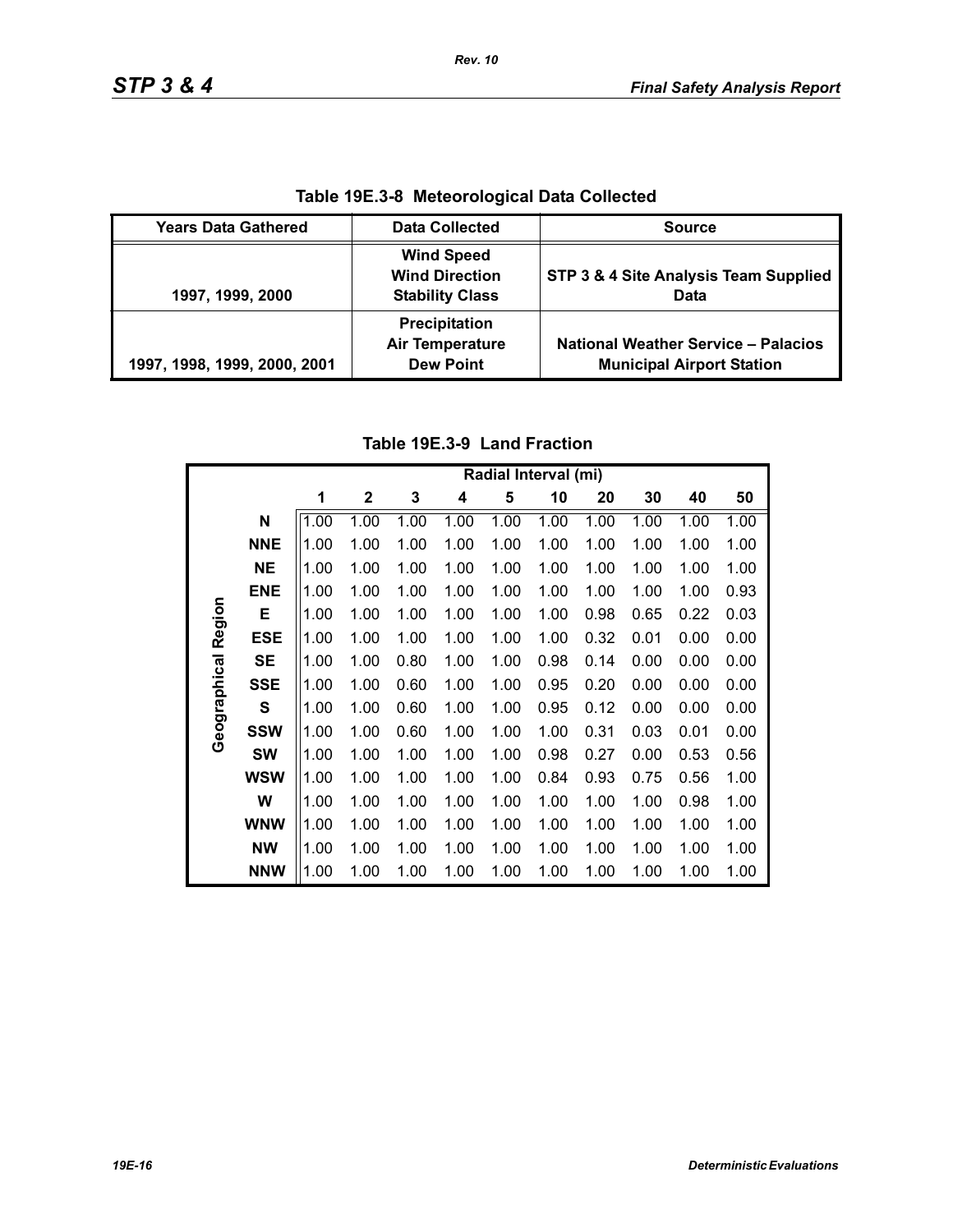**Table 19E.3-8 Meteorological Data Collected**

| Years Data Gathered | Data Collected | Source |
|---|---|---|
| 1997, 1999, 2000 | Wind Speed<br>Wind Direction<br>Stability Class | STP 3 & 4 Site Analysis Team Supplied Data |
| 1997, 1998, 1999, 2000, 2001 | Precipitation<br>Air Temperature<br>Dew Point | National Weather Service – Palacios Municipal Airport Station |

**Table 19E.3-9 Land Fraction**

| Geographical Region | Radial Interval (mi) | | | | | | | | | |
|---|---|---|---|---|---|---|---|---|---|---|
| | 1 | 2 | 3 | 4 | 5 | 10 | 20 | 30 | 40 | 50 |
| N | 1.00 | 1.00 | 1.00 | 1.00 | 1.00 | 1.00 | 1.00 | 1.00 | 1.00 | 1.00 |
| NNE | 1.00 | 1.00 | 1.00 | 1.00 | 1.00 | 1.00 | 1.00 | 1.00 | 1.00 | 1.00 |
| NE | 1.00 | 1.00 | 1.00 | 1.00 | 1.00 | 1.00 | 1.00 | 1.00 | 1.00 | 1.00 |
| ENE | 1.00 | 1.00 | 1.00 | 1.00 | 1.00 | 1.00 | 1.00 | 1.00 | 1.00 | 0.93 |
| E | 1.00 | 1.00 | 1.00 | 1.00 | 1.00 | 1.00 | 0.98 | 0.65 | 0.22 | 0.03 |
| ESE | 1.00 | 1.00 | 1.00 | 1.00 | 1.00 | 1.00 | 0.32 | 0.01 | 0.00 | 0.00 |
| SE | 1.00 | 1.00 | 0.80 | 1.00 | 1.00 | 0.98 | 0.14 | 0.00 | 0.00 | 0.00 |
| SSE | 1.00 | 1.00 | 0.60 | 1.00 | 1.00 | 0.95 | 0.20 | 0.00 | 0.00 | 0.00 |
| S | 1.00 | 1.00 | 0.60 | 1.00 | 1.00 | 0.95 | 0.12 | 0.00 | 0.00 | 0.00 |
| SSW | 1.00 | 1.00 | 0.60 | 1.00 | 1.00 | 1.00 | 0.31 | 0.03 | 0.01 | 0.00 |
| SW | 1.00 | 1.00 | 1.00 | 1.00 | 1.00 | 0.98 | 0.27 | 0.00 | 0.53 | 0.56 |
| WSW | 1.00 | 1.00 | 1.00 | 1.00 | 1.00 | 0.84 | 0.93 | 0.75 | 0.56 | 1.00 |
| W | 1.00 | 1.00 | 1.00 | 1.00 | 1.00 | 1.00 | 1.00 | 1.00 | 0.98 | 1.00 |
| WNW | 1.00 | 1.00 | 1.00 | 1.00 | 1.00 | 1.00 | 1.00 | 1.00 | 1.00 | 1.00 |
| NW | 1.00 | 1.00 | 1.00 | 1.00 | 1.00 | 1.00 | 1.00 | 1.00 | 1.00 | 1.00 |
| NNW | 1.00 | 1.00 | 1.00 | 1.00 | 1.00 | 1.00 | 1.00 | 1.00 | 1.00 | 1.00 |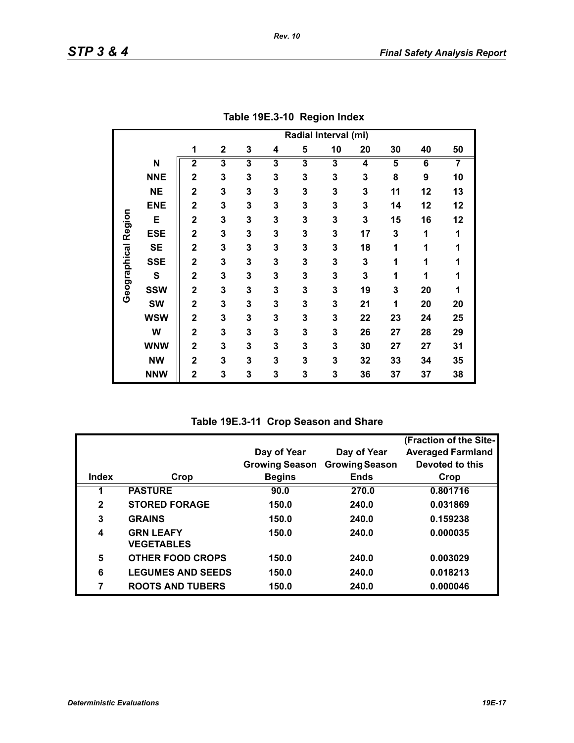**Table 19E.3-10 Region Index**

| Geographical Region | Radial Interval (mi) | | | | | | | | | |
|---|---|---|---|---|---|---|---|---|---|---|
| | 1 | 2 | 3 | 4 | 5 | 10 | 20 | 30 | 40 | 50 |
| N | 2 | 3 | 3 | 3 | 3 | 3 | 4 | 5 | 6 | 7 |
| NNE | 2 | 3 | 3 | 3 | 3 | 3 | 3 | 8 | 9 | 10 |
| NE | 2 | 3 | 3 | 3 | 3 | 3 | 3 | 11 | 12 | 13 |
| ENE | 2 | 3 | 3 | 3 | 3 | 3 | 3 | 14 | 12 | 12 |
| E | 2 | 3 | 3 | 3 | 3 | 3 | 3 | 15 | 16 | 12 |
| ESE | 2 | 3 | 3 | 3 | 3 | 3 | 17 | 3 | 1 | 1 |
| SE | 2 | 3 | 3 | 3 | 3 | 3 | 18 | 1 | 1 | 1 |
| SSE | 2 | 3 | 3 | 3 | 3 | 3 | 3 | 1 | 1 | 1 |
| S | 2 | 3 | 3 | 3 | 3 | 3 | 3 | 1 | 1 | 1 |
| SSW | 2 | 3 | 3 | 3 | 3 | 3 | 19 | 3 | 20 | 1 |
| SW | 2 | 3 | 3 | 3 | 3 | 3 | 21 | 1 | 20 | 20 |
| WSW | 2 | 3 | 3 | 3 | 3 | 3 | 22 | 23 | 24 | 25 |
| W | 2 | 3 | 3 | 3 | 3 | 3 | 26 | 27 | 28 | 29 |
| WNW | 2 | 3 | 3 | 3 | 3 | 3 | 30 | 27 | 27 | 31 |
| NW | 2 | 3 | 3 | 3 | 3 | 3 | 32 | 33 | 34 | 35 |
| NNW | 2 | 3 | 3 | 3 | 3 | 3 | 36 | 37 | 37 | 38 |

**Table 19E.3-11 Crop Season and Share**

| Index | Crop | Day of Year Growing Season Begins | Day of Year Growing Season Ends | (Fraction of the Site-Averaged Farmland Devoted to this Crop |
|---|---|---|---|---|
| 1 | PASTURE | 90.0 | 270.0 | 0.801716 |
| 2 | STORED FORAGE | 150.0 | 240.0 | 0.031869 |
| 3 | GRAINS | 150.0 | 240.0 | 0.159238 |
| 4 | GRN LEAFY VEGETABLES | 150.0 | 240.0 | 0.000035 |
| 5 | OTHER FOOD CROPS | 150.0 | 240.0 | 0.003029 |
| 6 | LEGUMES AND SEEDS | 150.0 | 240.0 | 0.018213 |
| 7 | ROOTS AND TUBERS | 150.0 | 240.0 | 0.000046 |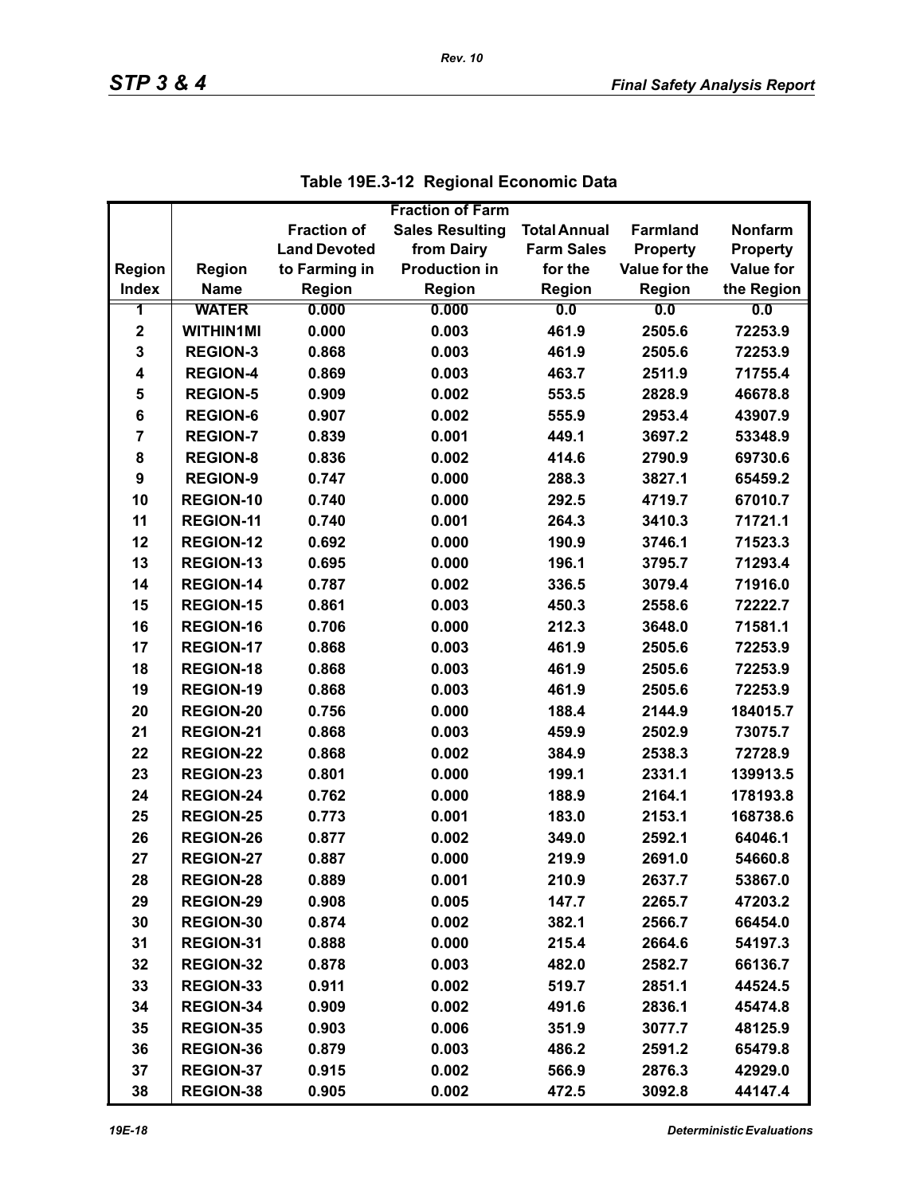**Table 19E.3-12 Regional Economic Data**

| Region Index | Region Name | Fraction of Land Devoted to Farming in Region | Fraction of Farm Sales Resulting from Dairy Production in Region | Total Annual Farm Sales for the Region | Farmland Property Value for the Region | Nonfarm Property Value for the Region |
|---|---|---|---|---|---|---|
| 1 | WATER | 0.000 | 0.000 | 0.0 | 0.0 | 0.0 |
| 2 | WITHIN1MI | 0.000 | 0.003 | 461.9 | 2505.6 | 72253.9 |
| 3 | REGION-3 | 0.868 | 0.003 | 461.9 | 2505.6 | 72253.9 |
| 4 | REGION-4 | 0.869 | 0.003 | 463.7 | 2511.9 | 71755.4 |
| 5 | REGION-5 | 0.909 | 0.002 | 553.5 | 2828.9 | 46678.8 |
| 6 | REGION-6 | 0.907 | 0.002 | 555.9 | 2953.4 | 43907.9 |
| 7 | REGION-7 | 0.839 | 0.001 | 449.1 | 3697.2 | 53348.9 |
| 8 | REGION-8 | 0.836 | 0.002 | 414.6 | 2790.9 | 69730.6 |
| 9 | REGION-9 | 0.747 | 0.000 | 288.3 | 3827.1 | 65459.2 |
| 10 | REGION-10 | 0.740 | 0.000 | 292.5 | 4719.7 | 67010.7 |
| 11 | REGION-11 | 0.740 | 0.001 | 264.3 | 3410.3 | 71721.1 |
| 12 | REGION-12 | 0.692 | 0.000 | 190.9 | 3746.1 | 71523.3 |
| 13 | REGION-13 | 0.695 | 0.000 | 196.1 | 3795.7 | 71293.4 |
| 14 | REGION-14 | 0.787 | 0.002 | 336.5 | 3079.4 | 71916.0 |
| 15 | REGION-15 | 0.861 | 0.003 | 450.3 | 2558.6 | 72222.7 |
| 16 | REGION-16 | 0.706 | 0.000 | 212.3 | 3648.0 | 71581.1 |
| 17 | REGION-17 | 0.868 | 0.003 | 461.9 | 2505.6 | 72253.9 |
| 18 | REGION-18 | 0.868 | 0.003 | 461.9 | 2505.6 | 72253.9 |
| 19 | REGION-19 | 0.868 | 0.003 | 461.9 | 2505.6 | 72253.9 |
| 20 | REGION-20 | 0.756 | 0.000 | 188.4 | 2144.9 | 184015.7 |
| 21 | REGION-21 | 0.868 | 0.003 | 459.9 | 2502.9 | 73075.7 |
| 22 | REGION-22 | 0.868 | 0.002 | 384.9 | 2538.3 | 72728.9 |
| 23 | REGION-23 | 0.801 | 0.000 | 199.1 | 2331.1 | 139913.5 |
| 24 | REGION-24 | 0.762 | 0.000 | 188.9 | 2164.1 | 178193.8 |
| 25 | REGION-25 | 0.773 | 0.001 | 183.0 | 2153.1 | 168738.6 |
| 26 | REGION-26 | 0.877 | 0.002 | 349.0 | 2592.1 | 64046.1 |
| 27 | REGION-27 | 0.887 | 0.000 | 219.9 | 2691.0 | 54660.8 |
| 28 | REGION-28 | 0.889 | 0.001 | 210.9 | 2637.7 | 53867.0 |
| 29 | REGION-29 | 0.908 | 0.005 | 147.7 | 2265.7 | 47203.2 |
| 30 | REGION-30 | 0.874 | 0.002 | 382.1 | 2566.7 | 66454.0 |
| 31 | REGION-31 | 0.888 | 0.000 | 215.4 | 2664.6 | 54197.3 |
| 32 | REGION-32 | 0.878 | 0.003 | 482.0 | 2582.7 | 66136.7 |
| 33 | REGION-33 | 0.911 | 0.002 | 519.7 | 2851.1 | 44524.5 |
| 34 | REGION-34 | 0.909 | 0.002 | 491.6 | 2836.1 | 45474.8 |
| 35 | REGION-35 | 0.903 | 0.006 | 351.9 | 3077.7 | 48125.9 |
| 36 | REGION-36 | 0.879 | 0.003 | 486.2 | 2591.2 | 65479.8 |
| 37 | REGION-37 | 0.915 | 0.002 | 566.9 | 2876.3 | 42929.0 |
| 38 | REGION-38 | 0.905 | 0.002 | 472.5 | 3092.8 | 44147.4 |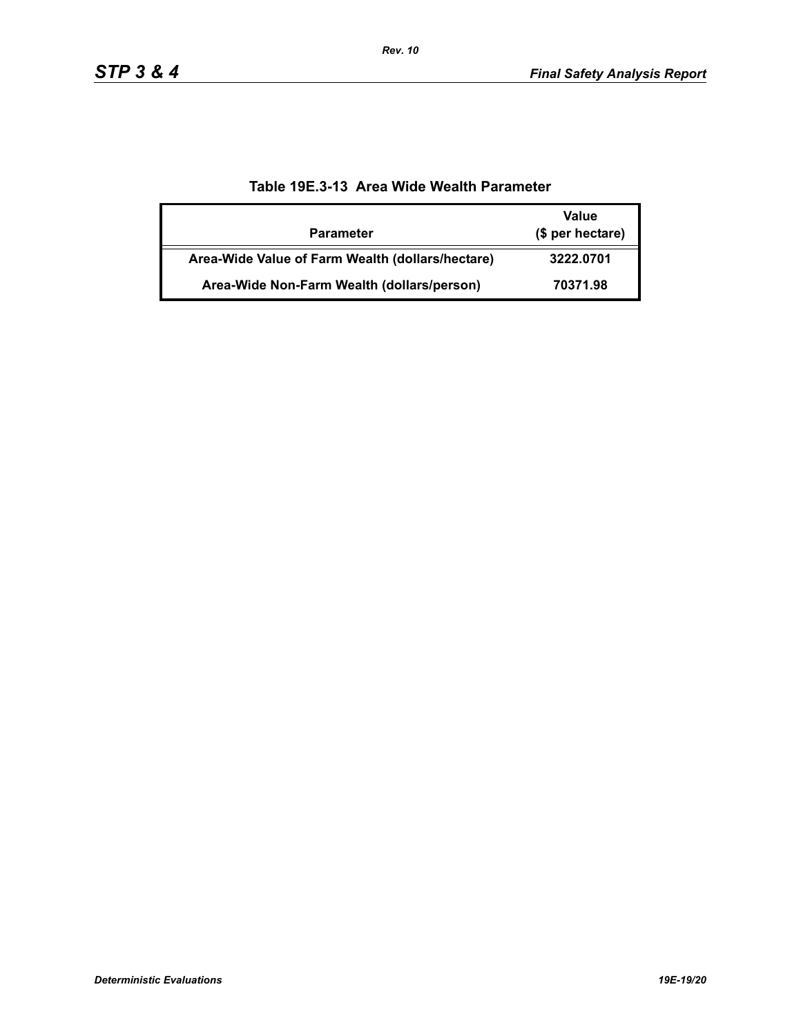**Table 19E.3-13 Area Wide Wealth Parameter**

| Parameter | Value ($ per hectare) |
|---|---|
| Area-Wide Value of Farm Wealth (dollars/hectare) | 3222.0701 |
| Area-Wide Non-Farm Wealth (dollars/person) | 70371.98 |